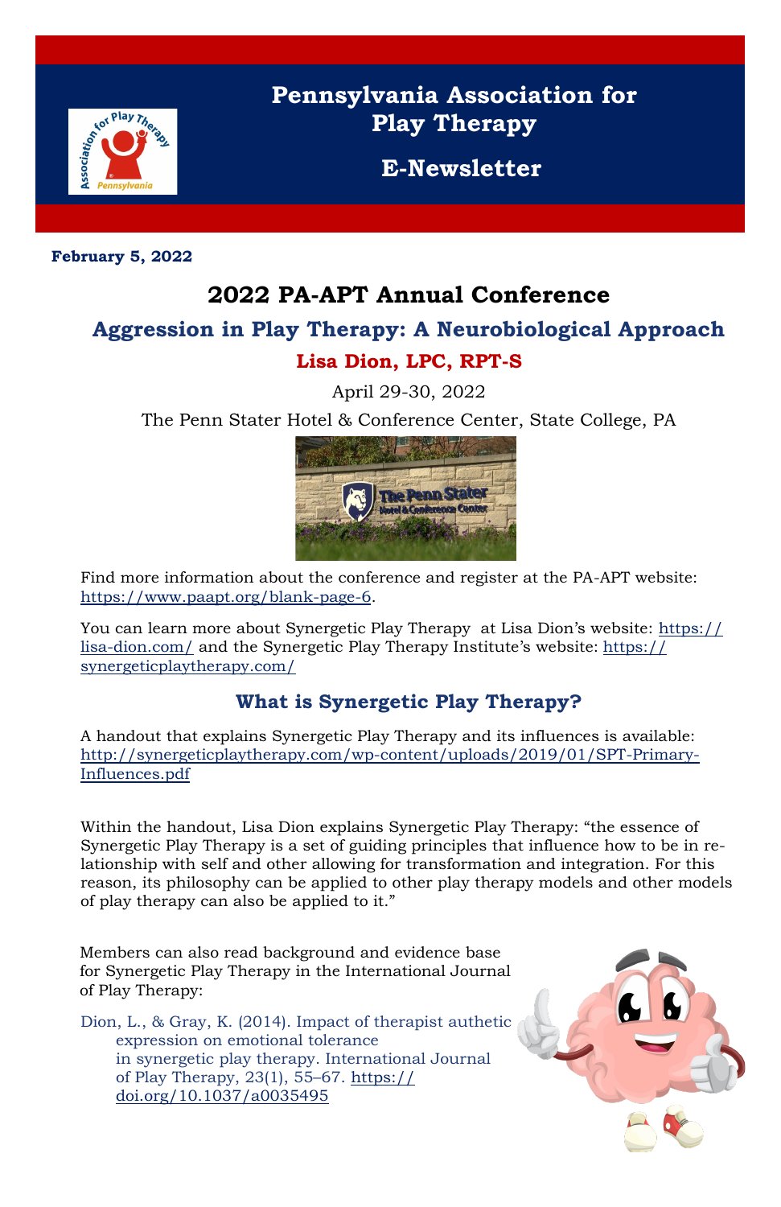# Pennsylvania Association for Play Therapy

## E-Newsletter

**February 5, 2022**

## 2022 PA-APT Annual Conference

### Aggression in Play Therapy: A Neurobiological Approach

### Lisa Dion, LPC, RPT-S

April 29-30, 2022

The Penn Stater Hotel & Conference Center, State College, PA

Find more information about the conference and register at the PA-APT website: https://www.paapt.org/blank-page-6.

You can learn more about Synergetic Play Therapy at Lisa Dion's website: https://lisa-dion.com/ and the Synergetic Play Therapy Institute's website: https://synergeticplaytherapy.com/

### What is Synergetic Play Therapy?

A handout that explains Synergetic Play Therapy and its influences is available: http://synergeticplaytherapy.com/wp-content/uploads/2019/01/SPT-Primary-Influences.pdf

Within the handout, Lisa Dion explains Synergetic Play Therapy: "the essence of Synergetic Play Therapy is a set of guiding principles that influence how to be in relationship with self and other allowing for transformation and integration. For this reason, its philosophy can be applied to other play therapy models and other models of play therapy can also be applied to it."

Members can also read background and evidence base for Synergetic Play Therapy in the International Journal of Play Therapy:

Dion, L., & Gray, K. (2014). Impact of therapist authetic expression on emotional tolerance in synergetic play therapy. International Journal of Play Therapy, 23(1), 55–67. https://doi.org/10.1037/a0035495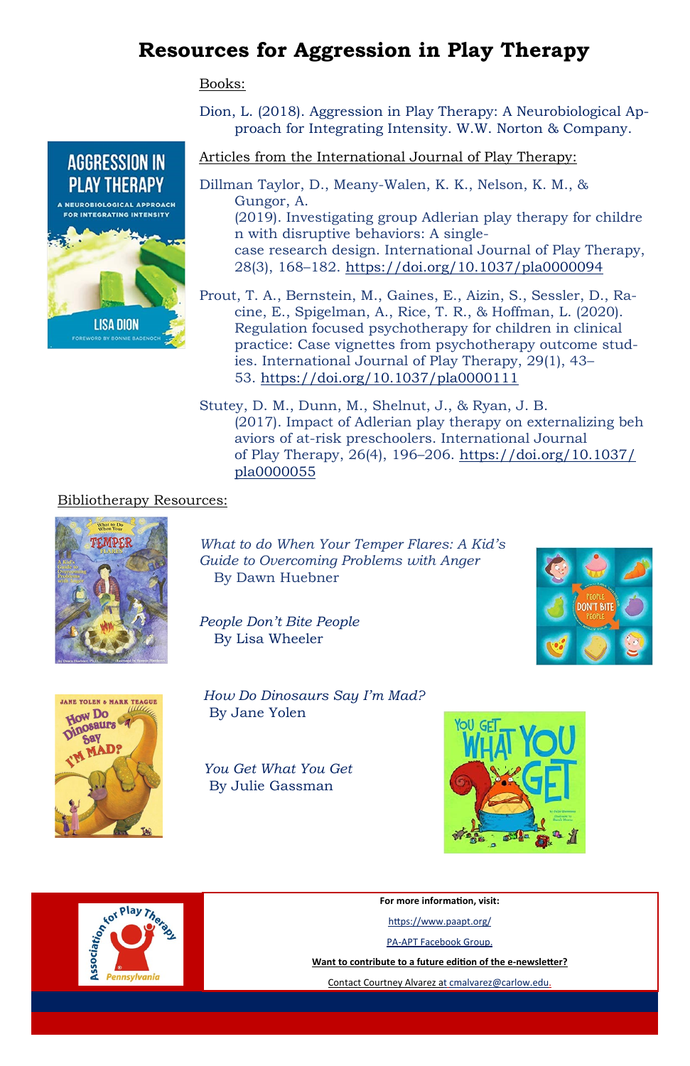# Resources for Aggression in Play Therapy

Books:

Dion, L. (2018). Aggression in Play Therapy: A Neurobiological Approach for Integrating Intensity. W.W. Norton & Company.

Articles from the International Journal of Play Therapy:

Dillman Taylor, D., Meany-Walen, K. K., Nelson, K. M., & Gungor, A. (2019). Investigating group Adlerian play therapy for children with disruptive behaviors: A single-case research design. International Journal of Play Therapy, 28(3), 168–182. https://doi.org/10.1037/pla0000094

Prout, T. A., Bernstein, M., Gaines, E., Aizin, S., Sessler, D., Racine, E., Spigelman, A., Rice, T. R., & Hoffman, L. (2020). Regulation focused psychotherapy for children in clinical practice: Case vignettes from psychotherapy outcome studies. International Journal of Play Therapy, 29(1), 43–53. https://doi.org/10.1037/pla0000111

Stutey, D. M., Dunn, M., Shelnut, J., & Ryan, J. B. (2017). Impact of Adlerian play therapy on externalizing behaviors of at-risk preschoolers. International Journal of Play Therapy, 26(4), 196–206. https://doi.org/10.1037/pla0000055

Bibliotherapy Resources:

*What to do When Your Temper Flares: A Kid's Guide to Overcoming Problems with Anger*
By Dawn Huebner

*People Don't Bite People*
By Lisa Wheeler

*How Do Dinosaurs Say I'm Mad?*
By Jane Yolen

*You Get What You Get*
By Julie Gassman

**For more information, visit:**

https://www.paapt.org/

PA-APT Facebook Group.

**Want to contribute to a future edition of the e-newsletter?**

Contact Courtney Alvarez at cmalvarez@carlow.edu.